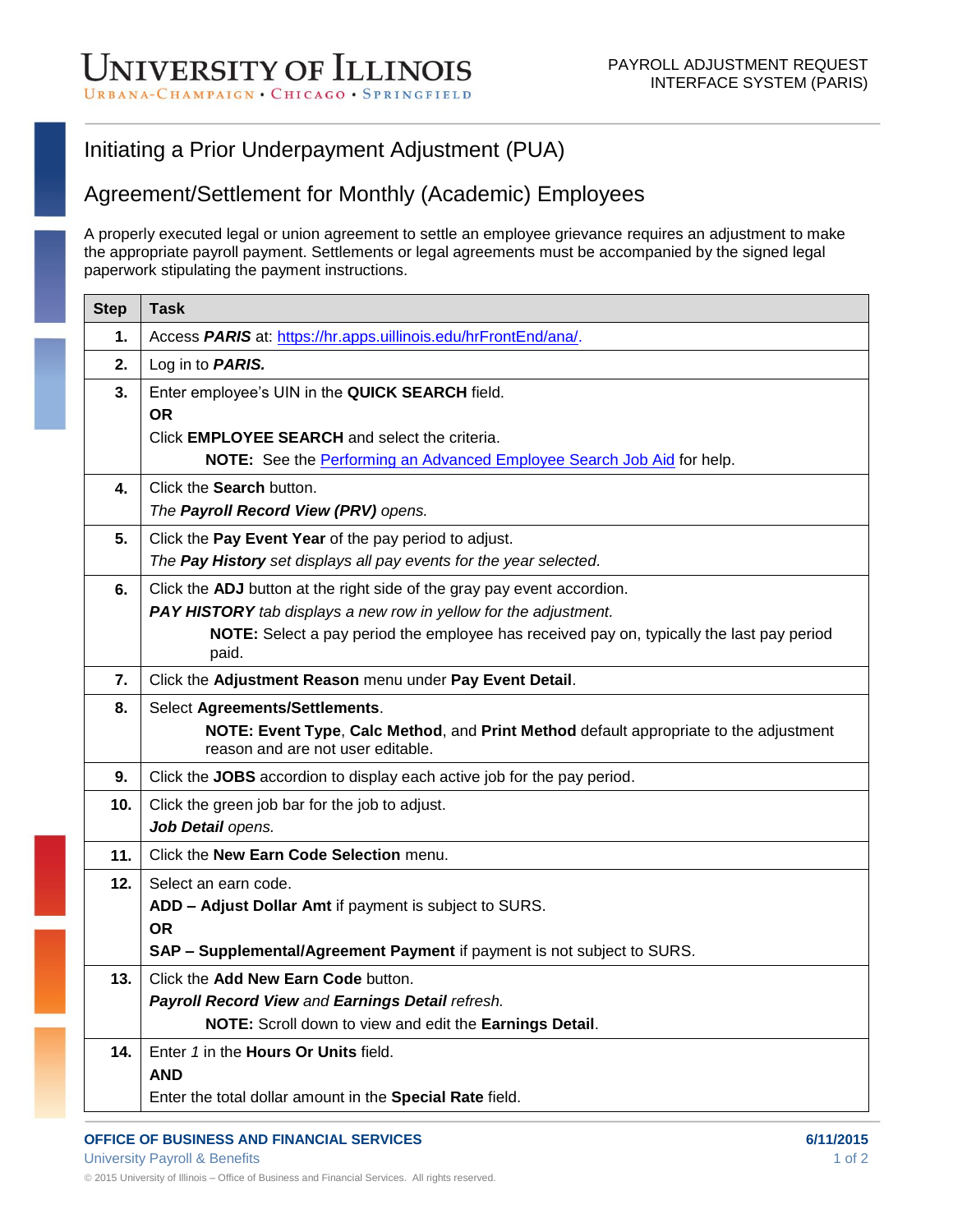# Initiating a Prior Underpayment Adjustment (PUA)

## Agreement/Settlement for Monthly (Academic) Employees

A properly executed legal or union agreement to settle an employee grievance requires an adjustment to make the appropriate payroll payment. Settlements or legal agreements must be accompanied by the signed legal paperwork stipulating the payment instructions.

| Step | Task |
|---|---|
| **1.** | Access ***PARIS*** at: https://hr.apps.uillinois.edu/hrFrontEnd/ana/. |
| **2.** | Log in to ***PARIS.*** |
| **3.** | Enter employee's UIN in the **QUICK SEARCH** field.<br>**OR**<br>Click **EMPLOYEE SEARCH** and select the criteria.<br>**NOTE:** See the Performing an Advanced Employee Search Job Aid for help. |
| **4.** | Click the **Search** button.<br>*The **Payroll Record View (PRV)** opens.* |
| **5.** | Click the **Pay Event Year** of the pay period to adjust.<br>*The **Pay History** set displays all pay events for the year selected.* |
| **6.** | Click the **ADJ** button at the right side of the gray pay event accordion.<br>***PAY HISTORY** tab displays a new row in yellow for the adjustment.*<br>**NOTE:** Select a pay period the employee has received pay on, typically the last pay period paid. |
| **7.** | Click the **Adjustment Reason** menu under **Pay Event Detail**. |
| **8.** | Select **Agreements/Settlements**.<br>**NOTE: Event Type**, **Calc Method**, and **Print Method** default appropriate to the adjustment reason and are not user editable. |
| **9.** | Click the **JOBS** accordion to display each active job for the pay period. |
| **10.** | Click the green job bar for the job to adjust.<br>***Job Detail** opens.* |
| **11.** | Click the **New Earn Code Selection** menu. |
| **12.** | Select an earn code.<br>**ADD – Adjust Dollar Amt** if payment is subject to SURS.<br>**OR**<br>**SAP – Supplemental/Agreement Payment** if payment is not subject to SURS. |
| **13.** | Click the **Add New Earn Code** button.<br>***Payroll Record View** and **Earnings Detail** refresh.*<br>**NOTE:** Scroll down to view and edit the **Earnings Detail**. |
| **14.** | Enter *1* in the **Hours Or Units** field.<br>**AND**<br>Enter the total dollar amount in the **Special Rate** field. |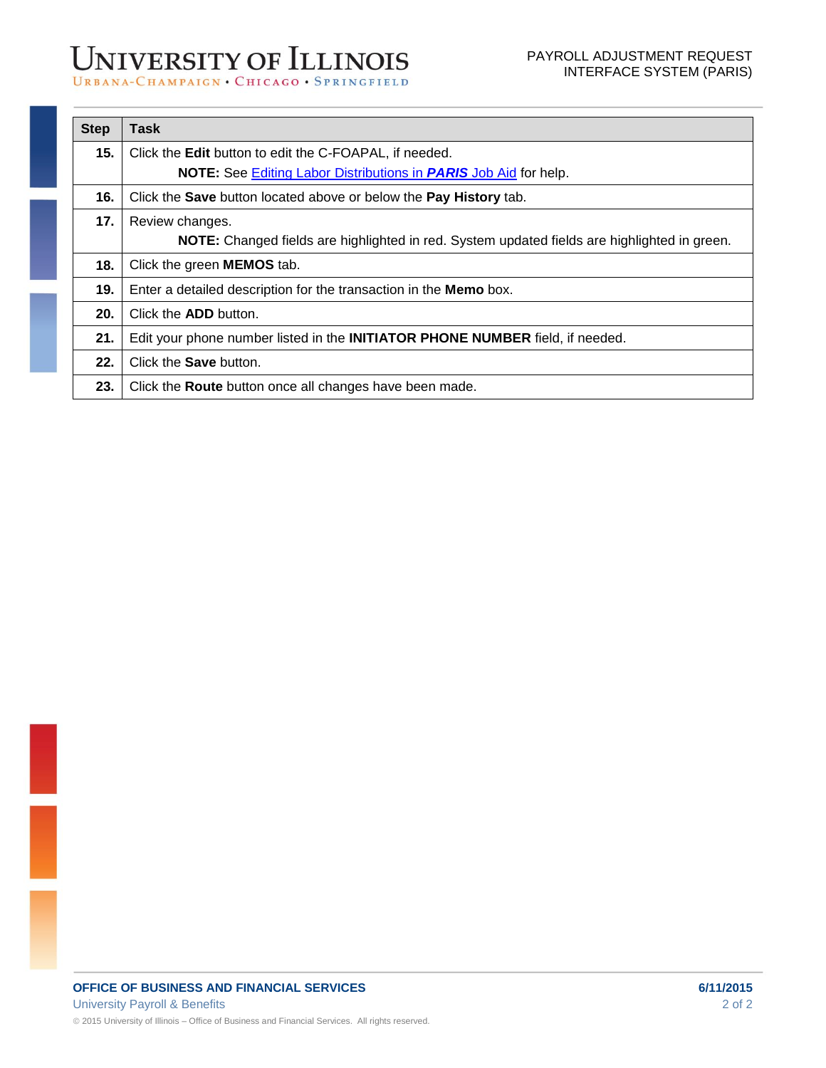| Step | Task |
|---|---|
| **15.** | Click the **Edit** button to edit the C-FOAPAL, if needed. **NOTE:** See Editing Labor Distributions in ***PARIS*** Job Aid for help. |
| **16.** | Click the **Save** button located above or below the **Pay History** tab. |
| **17.** | Review changes. **NOTE:** Changed fields are highlighted in red. System updated fields are highlighted in green. |
| **18.** | Click the green **MEMOS** tab. |
| **19.** | Enter a detailed description for the transaction in the **Memo** box. |
| **20.** | Click the **ADD** button. |
| **21.** | Edit your phone number listed in the **INITIATOR PHONE NUMBER** field, if needed. |
| **22.** | Click the **Save** button. |
| **23.** | Click the **Route** button once all changes have been made. |